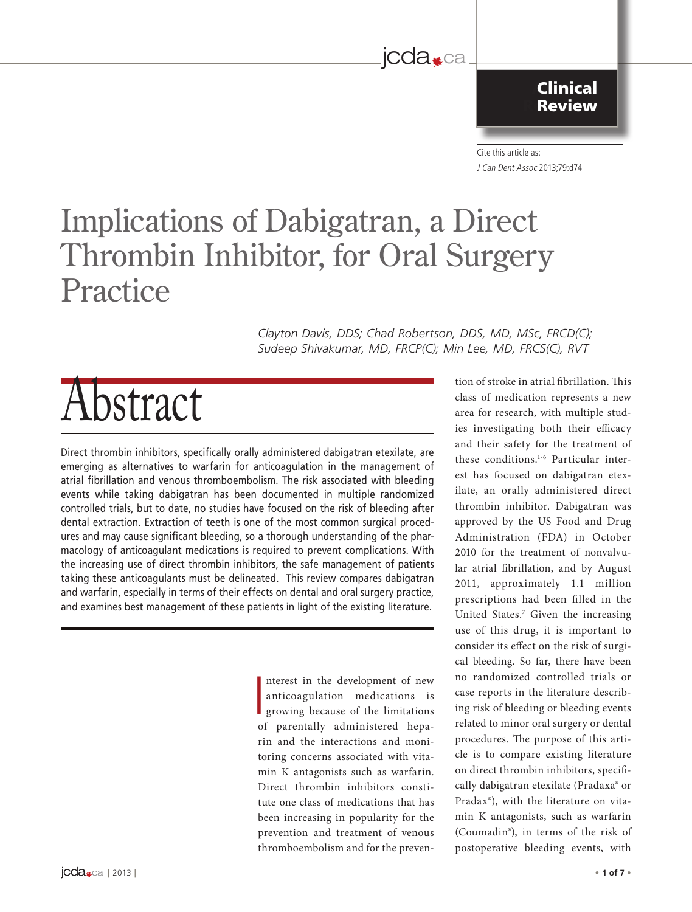Clinical Review

Cite this article as:
*J Can Dent Assoc* 2013;79:d74

# Implications of Dabigatran, a Direct Thrombin Inhibitor, for Oral Surgery Practice

*Clayton Davis, DDS; Chad Robertson, DDS, MD, MSc, FRCD(C); Sudeep Shivakumar, MD, FRCP(C); Min Lee, MD, FRCS(C), RVT*

## Abstract

Direct thrombin inhibitors, specifically orally administered dabigatran etexilate, are emerging as alternatives to warfarin for anticoagulation in the management of atrial fibrillation and venous thromboembolism. The risk associated with bleeding events while taking dabigatran has been documented in multiple randomized controlled trials, but to date, no studies have focused on the risk of bleeding after dental extraction. Extraction of teeth is one of the most common surgical procedures and may cause significant bleeding, so a thorough understanding of the pharmacology of anticoagulant medications is required to prevent complications. With the increasing use of direct thrombin inhibitors, the safe management of patients taking these anticoagulants must be delineated. This review compares dabigatran and warfarin, especially in terms of their effects on dental and oral surgery practice, and examines best management of these patients in light of the existing literature.

Interest in the development of new anticoagulation medications is growing because of the limitations of parentally administered heparin and the interactions and monitoring concerns associated with vitamin K antagonists such as warfarin. Direct thrombin inhibitors constitute one class of medications that has been increasing in popularity for the prevention and treatment of venous thromboembolism and for the prevention of stroke in atrial fibrillation. This class of medication represents a new area for research, with multiple studies investigating both their efficacy and their safety for the treatment of these conditions.[1-6] Particular interest has focused on dabigatran etexilate, an orally administered direct thrombin inhibitor. Dabigatran was approved by the US Food and Drug Administration (FDA) in October 2010 for the treatment of nonvalvular atrial fibrillation, and by August 2011, approximately 1.1 million prescriptions had been filled in the United States.[7] Given the increasing use of this drug, it is important to consider its effect on the risk of surgical bleeding. So far, there have been no randomized controlled trials or case reports in the literature describing risk of bleeding or bleeding events related to minor oral surgery or dental procedures. The purpose of this article is to compare existing literature on direct thrombin inhibitors, specifically dabigatran etexilate (Pradaxa® or Pradax®), with the literature on vitamin K antagonists, such as warfarin (Coumadin®), in terms of the risk of postoperative bleeding events, with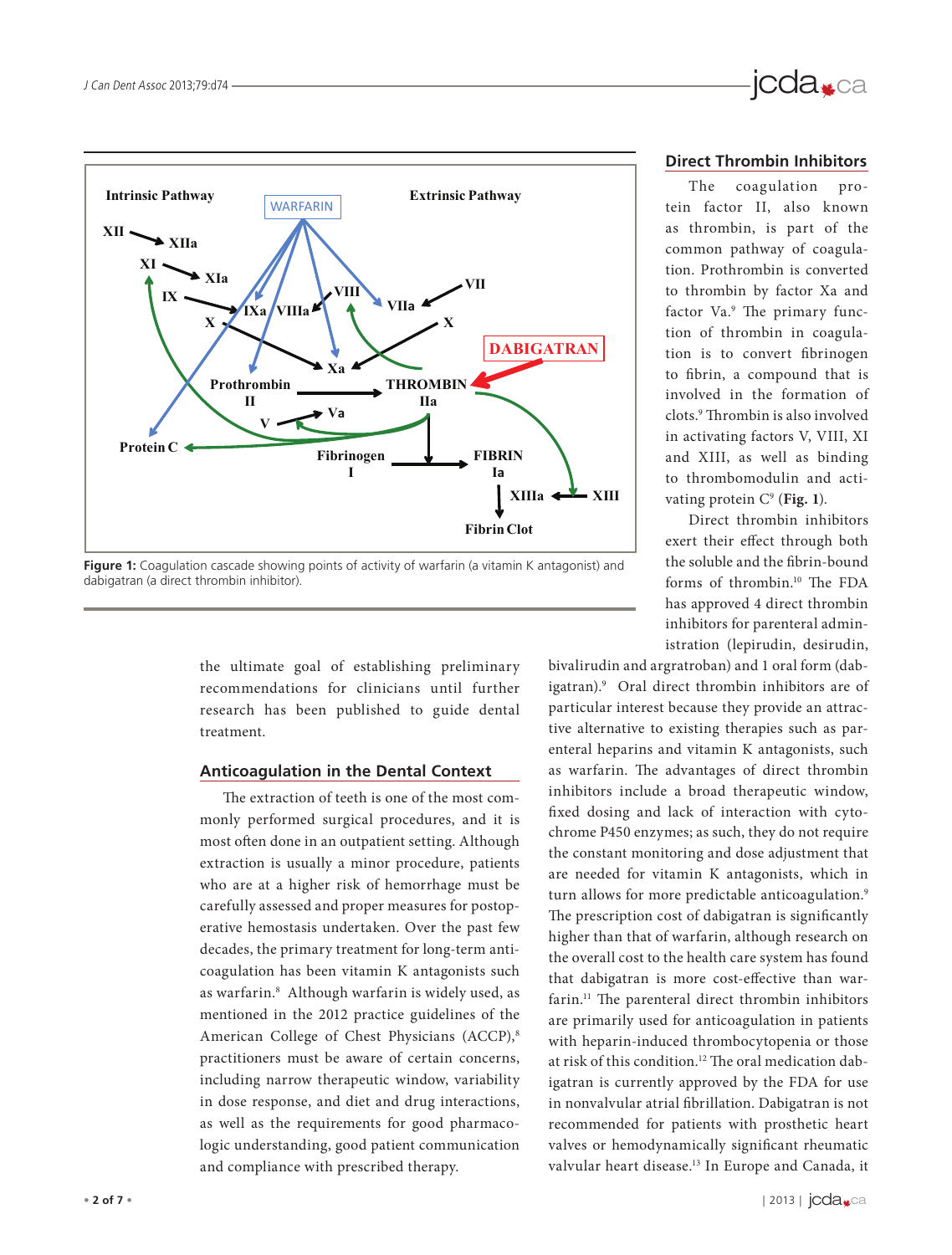Figure 1: Coagulation cascade showing points of activity of warfarin (a vitamin K antagonist) and dabigatran (a direct thrombin inhibitor).

the ultimate goal of establishing preliminary recommendations for clinicians until further research has been published to guide dental treatment.

## Anticoagulation in the Dental Context

The extraction of teeth is one of the most commonly performed surgical procedures, and it is most often done in an outpatient setting. Although extraction is usually a minor procedure, patients who are at a higher risk of hemorrhage must be carefully assessed and proper measures for postoperative hemostasis undertaken. Over the past few decades, the primary treatment for long-term anticoagulation has been vitamin K antagonists such as warfarin.[8] Although warfarin is widely used, as mentioned in the 2012 practice guidelines of the American College of Chest Physicians (ACCP),[8] practitioners must be aware of certain concerns, including narrow therapeutic window, variability in dose response, and diet and drug interactions, as well as the requirements for good pharmacologic understanding, good patient communication and compliance with prescribed therapy.

## Direct Thrombin Inhibitors

The coagulation protein factor II, also known as thrombin, is part of the common pathway of coagulation. Prothrombin is converted to thrombin by factor Xa and factor Va.[9] The primary function of thrombin in coagulation is to convert fibrinogen to fibrin, a compound that is involved in the formation of clots.[9] Thrombin is also involved in activating factors V, VIII, XI and XIII, as well as binding to thrombomodulin and activating protein C[9] (**Fig. 1**).

Direct thrombin inhibitors exert their effect through both the soluble and the fibrin-bound forms of thrombin.[10] The FDA has approved 4 direct thrombin inhibitors for parenteral administration (lepirudin, desirudin, bivalirudin and argratroban) and 1 oral form (dabigatran).[9] Oral direct thrombin inhibitors are of particular interest because they provide an attractive alternative to existing therapies such as parenteral heparins and vitamin K antagonists, such as warfarin. The advantages of direct thrombin inhibitors include a broad therapeutic window, fixed dosing and lack of interaction with cytochrome P450 enzymes; as such, they do not require the constant monitoring and dose adjustment that are needed for vitamin K antagonists, which in turn allows for more predictable anticoagulation.[9] The prescription cost of dabigatran is significantly higher than that of warfarin, although research on the overall cost to the health care system has found that dabigatran is more cost-effective than warfarin.[11] The parenteral direct thrombin inhibitors are primarily used for anticoagulation in patients with heparin-induced thrombocytopenia or those at risk of this condition.[12] The oral medication dabigatran is currently approved by the FDA for use in nonvalvular atrial fibrillation. Dabigatran is not recommended for patients with prosthetic heart valves or hemodynamically significant rheumatic valvular heart disease.[13] In Europe and Canada, it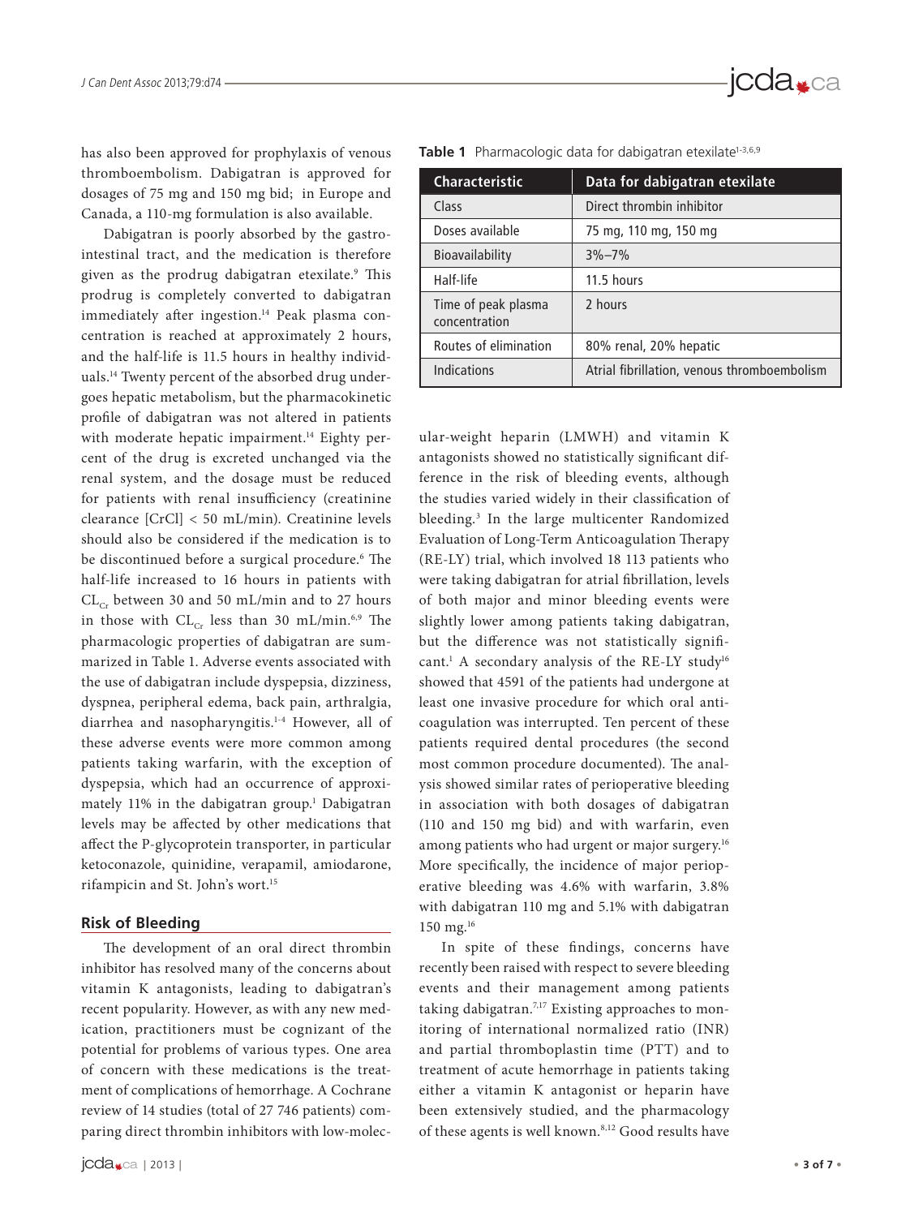has also been approved for prophylaxis of venous thromboembolism. Dabigatran is approved for dosages of 75 mg and 150 mg bid; in Europe and Canada, a 110-mg formulation is also available.

Dabigatran is poorly absorbed by the gastrointestinal tract, and the medication is therefore given as the prodrug dabigatran etexilate.[9] This prodrug is completely converted to dabigatran immediately after ingestion.[14] Peak plasma concentration is reached at approximately 2 hours, and the half-life is 11.5 hours in healthy individuals.[14] Twenty percent of the absorbed drug undergoes hepatic metabolism, but the pharmacokinetic profile of dabigatran was not altered in patients with moderate hepatic impairment.[14] Eighty percent of the drug is excreted unchanged via the renal system, and the dosage must be reduced for patients with renal insufficiency (creatinine clearance [CrCl] < 50 mL/min). Creatinine levels should also be considered if the medication is to be discontinued before a surgical procedure.[6] The half-life increased to 16 hours in patients with $CL_{Cr}$ between 30 and 50 mL/min and to 27 hours in those with $CL_{Cr}$ less than 30 mL/min.[6,9] The pharmacologic properties of dabigatran are summarized in Table 1. Adverse events associated with the use of dabigatran include dyspepsia, dizziness, dyspnea, peripheral edema, back pain, arthralgia, diarrhea and nasopharyngitis.[1-4] However, all of these adverse events were more common among patients taking warfarin, with the exception of dyspepsia, which had an occurrence of approximately 11% in the dabigatran group.[1] Dabigatran levels may be affected by other medications that affect the P-glycoprotein transporter, in particular ketoconazole, quinidine, verapamil, amiodarone, rifampicin and St. John's wort.[15]

**Table 1** Pharmacologic data for dabigatran etexilate[1-3,6,9]

| Characteristic | Data for dabigatran etexilate |
|---|---|
| Class | Direct thrombin inhibitor |
| Doses available | 75 mg, 110 mg, 150 mg |
| Bioavailability | 3%–7% |
| Half-life | 11.5 hours |
| Time of peak plasma concentration | 2 hours |
| Routes of elimination | 80% renal, 20% hepatic |
| Indications | Atrial fibrillation, venous thromboembolism |

## Risk of Bleeding

The development of an oral direct thrombin inhibitor has resolved many of the concerns about vitamin K antagonists, leading to dabigatran's recent popularity. However, as with any new medication, practitioners must be cognizant of the potential for problems of various types. One area of concern with these medications is the treatment of complications of hemorrhage. A Cochrane review of 14 studies (total of 27 746 patients) comparing direct thrombin inhibitors with low-molecular-weight heparin (LMWH) and vitamin K antagonists showed no statistically significant difference in the risk of bleeding events, although the studies varied widely in their classification of bleeding.[3] In the large multicenter Randomized Evaluation of Long-Term Anticoagulation Therapy (RE-LY) trial, which involved 18 113 patients who were taking dabigatran for atrial fibrillation, levels of both major and minor bleeding events were slightly lower among patients taking dabigatran, but the difference was not statistically significant.[1] A secondary analysis of the RE-LY study[16] showed that 4591 of the patients had undergone at least one invasive procedure for which oral anticoagulation was interrupted. Ten percent of these patients required dental procedures (the second most common procedure documented). The analysis showed similar rates of perioperative bleeding in association with both dosages of dabigatran (110 and 150 mg bid) and with warfarin, even among patients who had urgent or major surgery.[16] More specifically, the incidence of major perioperative bleeding was 4.6% with warfarin, 3.8% with dabigatran 110 mg and 5.1% with dabigatran 150 mg.[16]

In spite of these findings, concerns have recently been raised with respect to severe bleeding events and their management among patients taking dabigatran.[7,17] Existing approaches to monitoring of international normalized ratio (INR) and partial thromboplastin time (PTT) and to treatment of acute hemorrhage in patients taking either a vitamin K antagonist or heparin have been extensively studied, and the pharmacology of these agents is well known.[8,12] Good results have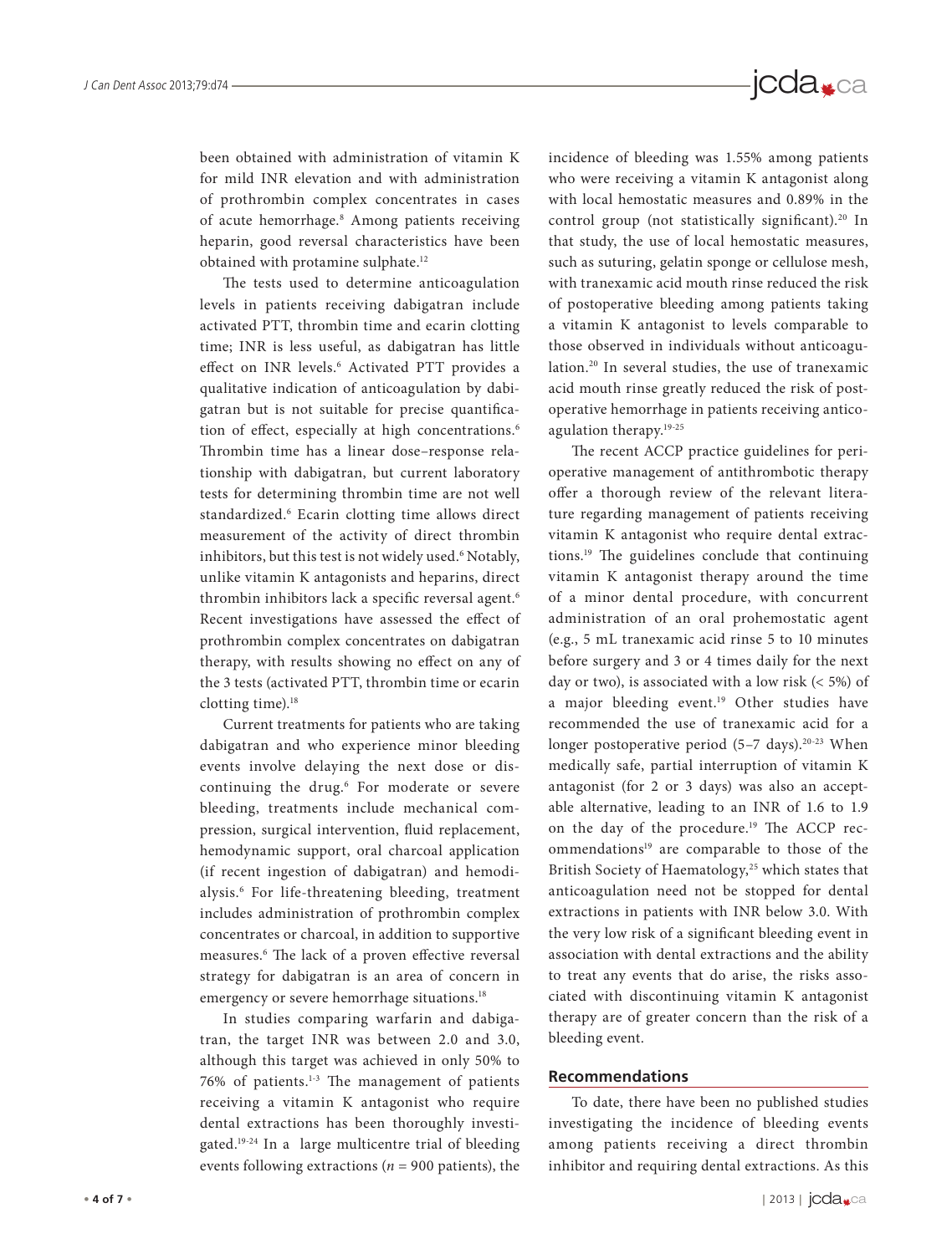been obtained with administration of vitamin K for mild INR elevation and with administration of prothrombin complex concentrates in cases of acute hemorrhage.[8] Among patients receiving heparin, good reversal characteristics have been obtained with protamine sulphate.[12]

The tests used to determine anticoagulation levels in patients receiving dabigatran include activated PTT, thrombin time and ecarin clotting time; INR is less useful, as dabigatran has little effect on INR levels.[6] Activated PTT provides a qualitative indication of anticoagulation by dabigatran but is not suitable for precise quantification of effect, especially at high concentrations.[6] Thrombin time has a linear dose–response relationship with dabigatran, but current laboratory tests for determining thrombin time are not well standardized.[6] Ecarin clotting time allows direct measurement of the activity of direct thrombin inhibitors, but this test is not widely used.[6] Notably, unlike vitamin K antagonists and heparins, direct thrombin inhibitors lack a specific reversal agent.[6] Recent investigations have assessed the effect of prothrombin complex concentrates on dabigatran therapy, with results showing no effect on any of the 3 tests (activated PTT, thrombin time or ecarin clotting time).[18]

Current treatments for patients who are taking dabigatran and who experience minor bleeding events involve delaying the next dose or discontinuing the drug.[6] For moderate or severe bleeding, treatments include mechanical compression, surgical intervention, fluid replacement, hemodynamic support, oral charcoal application (if recent ingestion of dabigatran) and hemodialysis.[6] For life-threatening bleeding, treatment includes administration of prothrombin complex concentrates or charcoal, in addition to supportive measures.[6] The lack of a proven effective reversal strategy for dabigatran is an area of concern in emergency or severe hemorrhage situations.[18]

In studies comparing warfarin and dabigatran, the target INR was between 2.0 and 3.0, although this target was achieved in only 50% to 76% of patients.[1-3] The management of patients receiving a vitamin K antagonist who require dental extractions has been thoroughly investigated.[19-24] In a large multicentre trial of bleeding events following extractions ($n = 900$ patients), the incidence of bleeding was 1.55% among patients who were receiving a vitamin K antagonist along with local hemostatic measures and 0.89% in the control group (not statistically significant).[20] In that study, the use of local hemostatic measures, such as suturing, gelatin sponge or cellulose mesh, with tranexamic acid mouth rinse reduced the risk of postoperative bleeding among patients taking a vitamin K antagonist to levels comparable to those observed in individuals without anticoagulation.[20] In several studies, the use of tranexamic acid mouth rinse greatly reduced the risk of postoperative hemorrhage in patients receiving anticoagulation therapy.[19-25]

The recent ACCP practice guidelines for perioperative management of antithrombotic therapy offer a thorough review of the relevant literature regarding management of patients receiving vitamin K antagonist who require dental extractions.[19] The guidelines conclude that continuing vitamin K antagonist therapy around the time of a minor dental procedure, with concurrent administration of an oral prohemostatic agent (e.g., 5 mL tranexamic acid rinse 5 to 10 minutes before surgery and 3 or 4 times daily for the next day or two), is associated with a low risk (< 5%) of a major bleeding event.[19] Other studies have recommended the use of tranexamic acid for a longer postoperative period (5–7 days).[20-23] When medically safe, partial interruption of vitamin K antagonist (for 2 or 3 days) was also an acceptable alternative, leading to an INR of 1.6 to 1.9 on the day of the procedure.[19] The ACCP recommendations[19] are comparable to those of the British Society of Haematology,[25] which states that anticoagulation need not be stopped for dental extractions in patients with INR below 3.0. With the very low risk of a significant bleeding event in association with dental extractions and the ability to treat any events that do arise, the risks associated with discontinuing vitamin K antagonist therapy are of greater concern than the risk of a bleeding event.

## Recommendations

To date, there have been no published studies investigating the incidence of bleeding events among patients receiving a direct thrombin inhibitor and requiring dental extractions. As this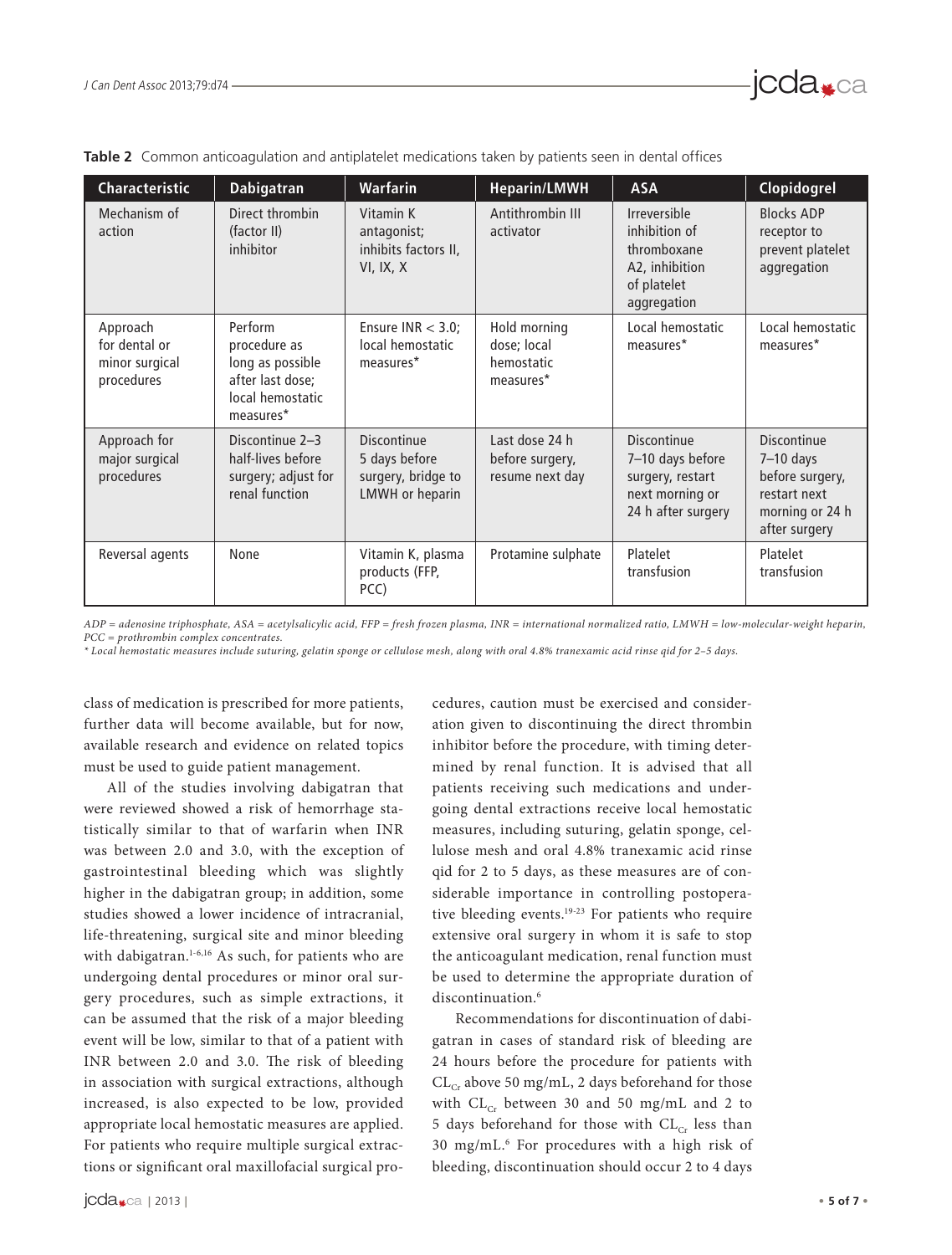**Table 2** Common anticoagulation and antiplatelet medications taken by patients seen in dental offices

| Characteristic | Dabigatran | Warfarin | Heparin/LMWH | ASA | Clopidogrel |
|---|---|---|---|---|---|
| Mechanism of action | Direct thrombin (factor II) inhibitor | Vitamin K antagonist; inhibits factors II, VI, IX, X | Antithrombin III activator | Irreversible inhibition of thromboxane A2, inhibition of platelet aggregation | Blocks ADP receptor to prevent platelet aggregation |
| Approach for dental or minor surgical procedures | Perform procedure as long as possible after last dose; local hemostatic measures* | Ensure INR < 3.0; local hemostatic measures* | Hold morning dose; local hemostatic measures* | Local hemostatic measures* | Local hemostatic measures* |
| Approach for major surgical procedures | Discontinue 2–3 half-lives before surgery; adjust for renal function | Discontinue 5 days before surgery, bridge to LMWH or heparin | Last dose 24 h before surgery, resume next day | Discontinue 7–10 days before surgery, restart next morning or 24 h after surgery | Discontinue 7–10 days before surgery, restart next morning or 24 h after surgery |
| Reversal agents | None | Vitamin K, plasma products (FFP, PCC) | Protamine sulphate | Platelet transfusion | Platelet transfusion |

*ADP = adenosine triphosphate, ASA = acetylsalicylic acid, FFP = fresh frozen plasma, INR = international normalized ratio, LMWH = low-molecular-weight heparin, PCC = prothrombin complex concentrates.*
*\* Local hemostatic measures include suturing, gelatin sponge or cellulose mesh, along with oral 4.8% tranexamic acid rinse qid for 2–5 days.*

class of medication is prescribed for more patients, further data will become available, but for now, available research and evidence on related topics must be used to guide patient management.

All of the studies involving dabigatran that were reviewed showed a risk of hemorrhage statistically similar to that of warfarin when INR was between 2.0 and 3.0, with the exception of gastrointestinal bleeding which was slightly higher in the dabigatran group; in addition, some studies showed a lower incidence of intracranial, life-threatening, surgical site and minor bleeding with dabigatran.[1-6,16] As such, for patients who are undergoing dental procedures or minor oral surgery procedures, such as simple extractions, it can be assumed that the risk of a major bleeding event will be low, similar to that of a patient with INR between 2.0 and 3.0. The risk of bleeding in association with surgical extractions, although increased, is also expected to be low, provided appropriate local hemostatic measures are applied. For patients who require multiple surgical extractions or significant oral maxillofacial surgical procedures, caution must be exercised and consideration given to discontinuing the direct thrombin inhibitor before the procedure, with timing determined by renal function. It is advised that all patients receiving such medications and undergoing dental extractions receive local hemostatic measures, including suturing, gelatin sponge, cellulose mesh and oral 4.8% tranexamic acid rinse qid for 2 to 5 days, as these measures are of considerable importance in controlling postoperative bleeding events.[19-23] For patients who require extensive oral surgery in whom it is safe to stop the anticoagulant medication, renal function must be used to determine the appropriate duration of discontinuation.[6]

Recommendations for discontinuation of dabigatran in cases of standard risk of bleeding are 24 hours before the procedure for patients with $CL_{Cr}$ above 50 mg/mL, 2 days beforehand for those with $CL_{Cr}$ between 30 and 50 mg/mL and 2 to 5 days beforehand for those with $CL_{Cr}$ less than 30 mg/mL.[6] For procedures with a high risk of bleeding, discontinuation should occur 2 to 4 days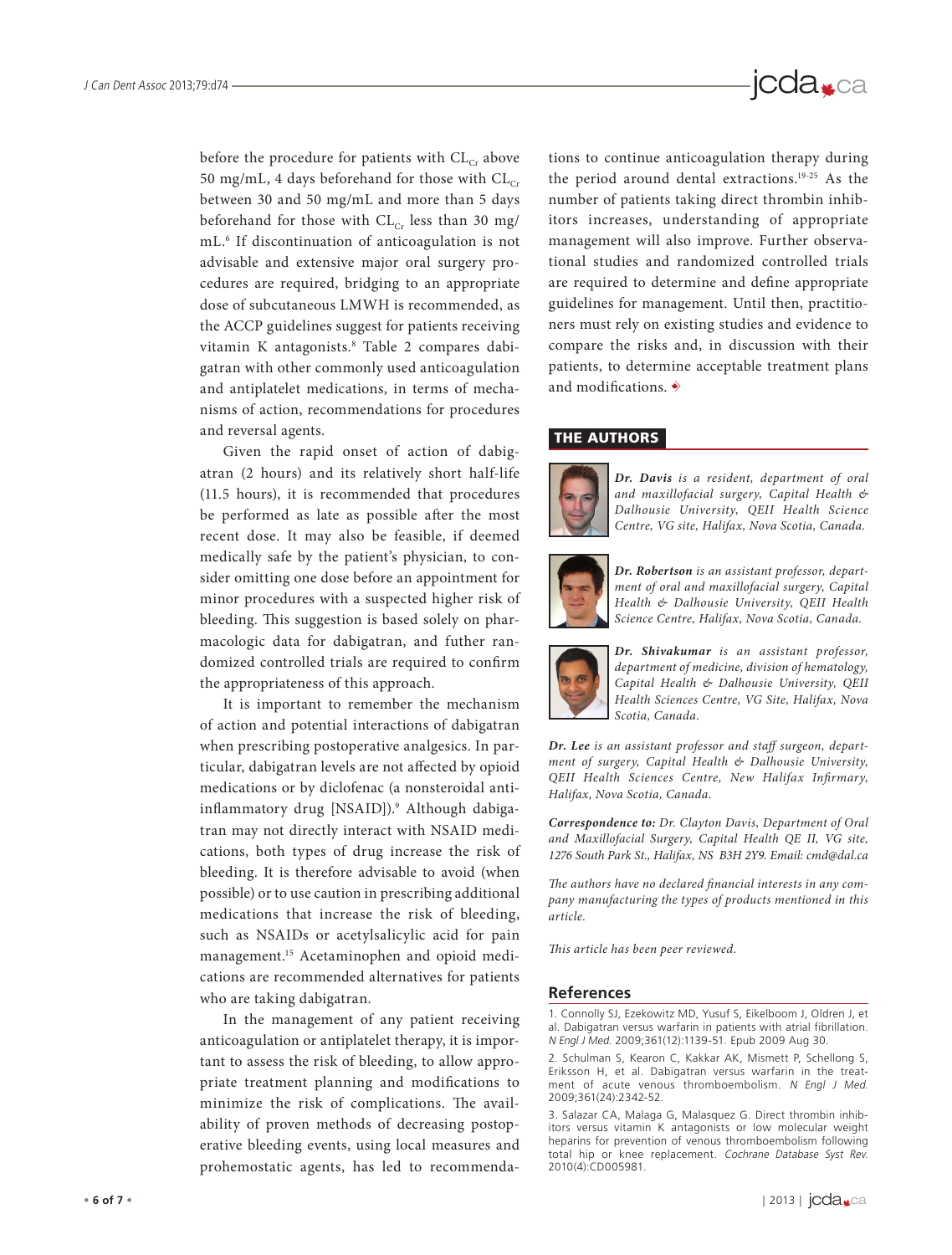before the procedure for patients with $CL_{Cr}$ above 50 mg/mL, 4 days beforehand for those with $CL_{Cr}$ between 30 and 50 mg/mL and more than 5 days beforehand for those with $CL_{Cr}$ less than 30 mg/mL.[6] If discontinuation of anticoagulation is not advisable and extensive major oral surgery procedures are required, bridging to an appropriate dose of subcutaneous LMWH is recommended, as the ACCP guidelines suggest for patients receiving vitamin K antagonists.[8] Table 2 compares dabigatran with other commonly used anticoagulation and antiplatelet medications, in terms of mechanisms of action, recommendations for procedures and reversal agents.

Given the rapid onset of action of dabigatran (2 hours) and its relatively short half-life (11.5 hours), it is recommended that procedures be performed as late as possible after the most recent dose. It may also be feasible, if deemed medically safe by the patient's physician, to consider omitting one dose before an appointment for minor procedures with a suspected higher risk of bleeding. This suggestion is based solely on pharmacologic data for dabigatran, and futher randomized controlled trials are required to confirm the appropriateness of this approach.

It is important to remember the mechanism of action and potential interactions of dabigatran when prescribing postoperative analgesics. In particular, dabigatran levels are not affected by opioid medications or by diclofenac (a nonsteroidal anti-inflammatory drug [NSAID]).[9] Although dabigatran may not directly interact with NSAID medications, both types of drug increase the risk of bleeding. It is therefore advisable to avoid (when possible) or to use caution in prescribing additional medications that increase the risk of bleeding, such as NSAIDs or acetylsalicylic acid for pain management.[15] Acetaminophen and opioid medications are recommended alternatives for patients who are taking dabigatran.

In the management of any patient receiving anticoagulation or antiplatelet therapy, it is important to assess the risk of bleeding, to allow appropriate treatment planning and modifications to minimize the risk of complications. The availability of proven methods of decreasing postoperative bleeding events, using local measures and prohemostatic agents, has led to recommendations to continue anticoagulation therapy during the period around dental extractions.[19-25] As the number of patients taking direct thrombin inhibitors increases, understanding of appropriate management will also improve. Further observational studies and randomized controlled trials are required to determine and define appropriate guidelines for management. Until then, practitioners must rely on existing studies and evidence to compare the risks and, in discussion with their patients, to determine acceptable treatment plans and modifications.

## THE AUTHORS

***Dr. Davis*** *is a resident, department of oral and maxillofacial surgery, Capital Health & Dalhousie University, QEII Health Science Centre, VG site, Halifax, Nova Scotia, Canada.*

***Dr. Robertson*** *is an assistant professor, department of oral and maxillofacial surgery, Capital Health & Dalhousie University, QEII Health Science Centre, Halifax, Nova Scotia, Canada.*

***Dr. Shivakumar*** *is an assistant professor, department of medicine, division of hematology, Capital Health & Dalhousie University, QEII Health Sciences Centre, VG Site, Halifax, Nova Scotia, Canada.*

***Dr. Lee*** *is an assistant professor and staff surgeon, department of surgery, Capital Health & Dalhousie University, QEII Health Sciences Centre, New Halifax Infirmary, Halifax, Nova Scotia, Canada.*

***Correspondence to:*** *Dr. Clayton Davis, Department of Oral and Maxillofacial Surgery, Capital Health QE II, VG site, 1276 South Park St., Halifax, NS B3H 2Y9. Email: cmd@dal.ca*

*The authors have no declared financial interests in any company manufacturing the types of products mentioned in this article.*

*This article has been peer reviewed.*

## References

1. Connolly SJ, Ezekowitz MD, Yusuf S, Eikelboom J, Oldren J, et al. Dabigatran versus warfarin in patients with atrial fibrillation. *N Engl J Med.* 2009;361(12):1139-51. Epub 2009 Aug 30.

2. Schulman S, Kearon C, Kakkar AK, Mismett P, Schellong S, Eriksson H, et al. Dabigatran versus warfarin in the treatment of acute venous thromboembolism. *N Engl J Med.* 2009;361(24):2342-52.

3. Salazar CA, Malaga G, Malasquez G. Direct thrombin inhibitors versus vitamin K antagonists or low molecular weight heparins for prevention of venous thromboembolism following total hip or knee replacement. *Cochrane Database Syst Rev.* 2010(4):CD005981.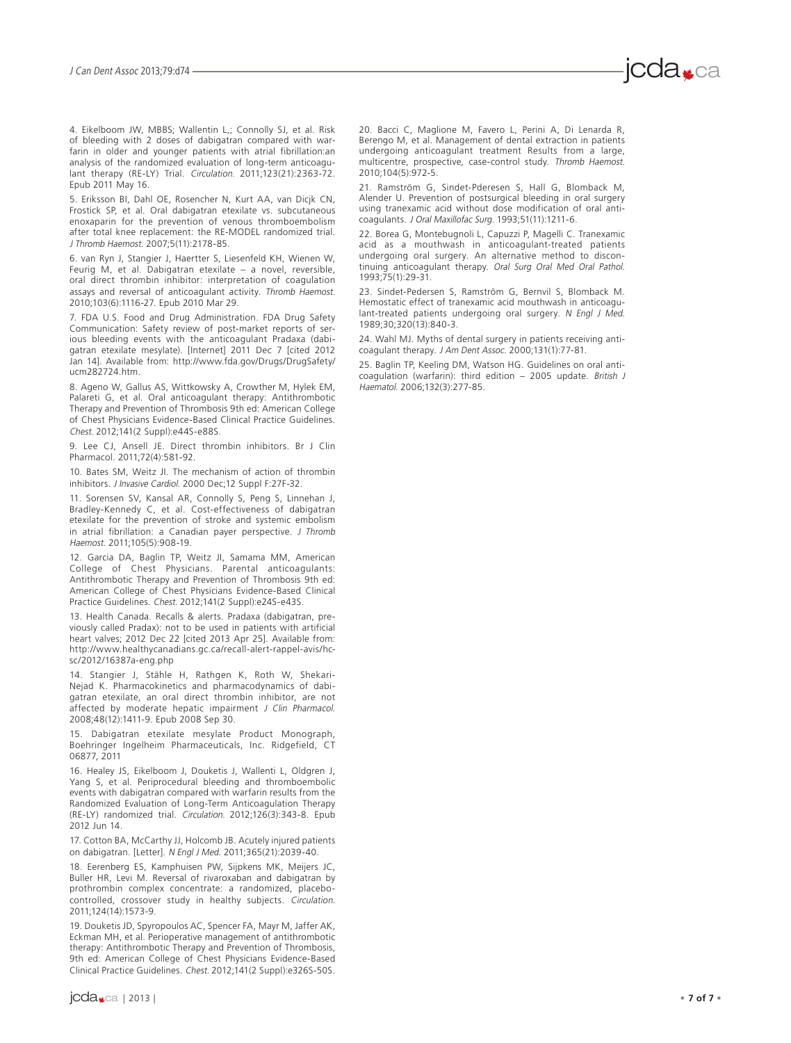4. Eikelboom JW, MBBS; Wallentin L,; Connolly SJ, et al. Risk of bleeding with 2 doses of dabigatran compared with warfarin in older and younger patients with atrial fibrillation:an analysis of the randomized evaluation of long-term anticoagulant therapy (RE-LY) Trial. *Circulation.* 2011;123(21):2363-72. Epub 2011 May 16.

5. Eriksson BI, Dahl OE, Rosencher N, Kurt AA, van Dicjk CN, Frostick SP, et al. Oral dabigatran etexilate vs. subcutaneous enoxaparin for the prevention of venous thromboembolism after total knee replacement: the RE-MODEL randomized trial. *J Thromb Haemost.* 2007;5(11):2178-85.

6. van Ryn J, Stangier J, Haertter S, Liesenfeld KH, Wienen W, Feurig M, et al. Dabigatran etexilate – a novel, reversible, oral direct thrombin inhibitor: interpretation of coagulation assays and reversal of anticoagulant activity. *Thromb Haemost.* 2010;103(6):1116-27. Epub 2010 Mar 29.

7. FDA U.S. Food and Drug Administration. FDA Drug Safety Communication: Safety review of post-market reports of serious bleeding events with the anticoagulant Pradaxa (dabigatran etexilate mesylate). [Internet] 2011 Dec 7 [cited 2012 Jan 14]. Available from: http://www.fda.gov/Drugs/DrugSafety/ucm282724.htm.

8. Ageno W, Gallus AS, Wittkowsky A, Crowther M, Hylek EM, Palareti G, et al. Oral anticoagulant therapy: Antithrombotic Therapy and Prevention of Thrombosis 9th ed: American College of Chest Physicians Evidence-Based Clinical Practice Guidelines. *Chest.* 2012;141(2 Suppl):e44S-e88S.

9. Lee CJ, Ansell JE. Direct thrombin inhibitors. Br J Clin Pharmacol. 2011;72(4):581-92.

10. Bates SM, Weitz JI. The mechanism of action of thrombin inhibitors. *J Invasive Cardiol.* 2000 Dec;12 Suppl F:27F-32.

11. Sorensen SV, Kansal AR, Connolly S, Peng S, Linnehan J, Bradley-Kennedy C, et al. Cost-effectiveness of dabigatran etexilate for the prevention of stroke and systemic embolism in atrial fibrillation: a Canadian payer perspective. *J Thromb Haemost.* 2011;105(5):908-19.

12. Garcia DA, Baglin TP, Weitz JI, Samama MM, American College of Chest Physicians. Parental anticoagulants: Antithrombotic Therapy and Prevention of Thrombosis 9th ed: American College of Chest Physicians Evidence-Based Clinical Practice Guidelines. *Chest.* 2012;141(2 Suppl):e24S-e43S.

13. Health Canada. Recalls & alerts. Pradaxa (dabigatran, previously called Pradax): not to be used in patients with artificial heart valves; 2012 Dec 22 [cited 2013 Apr 25]. Available from: http://www.healthycanadians.gc.ca/recall-alert-rappel-avis/hc-sc/2012/16387a-eng.php

14. Stangier J, Stähle H, Rathgen K, Roth W, Shekari-Nejad K. Pharmacokinetics and pharmacodynamics of dabigatran etexilate, an oral direct thrombin inhibitor, are not affected by moderate hepatic impairment *J Clin Pharmacol.* 2008;48(12):1411-9. Epub 2008 Sep 30.

15. Dabigatran etexilate mesylate Product Monograph, Boehringer Ingelheim Pharmaceuticals, Inc. Ridgefield, CT 06877, 2011

16. Healey JS, Eikelboom J, Douketis J, Wallenti L, Oldgren J, Yang S, et al. Periprocedural bleeding and thromboembolic events with dabigatran compared with warfarin results from the Randomized Evaluation of Long-Term Anticoagulation Therapy (RE-LY) randomized trial. *Circulation.* 2012;126(3):343-8. Epub 2012 Jun 14.

17. Cotton BA, McCarthy JJ, Holcomb JB. Acutely injured patients on dabigatran. [Letter]. *N Engl J Med.* 2011;365(21):2039-40.

18. Eerenberg ES, Kamphuisen PW, Sijpkens MK, Meijers JC, Buller HR, Levi M. Reversal of rivaroxaban and dabigatran by prothrombin complex concentrate: a randomized, placebo-controlled, crossover study in healthy subjects. *Circulation.* 2011;124(14):1573-9.

19. Douketis JD, Spyropoulos AC, Spencer FA, Mayr M, Jaffer AK, Eckman MH, et al. Perioperative management of antithrombotic therapy: Antithrombotic Therapy and Prevention of Thrombosis, 9th ed: American College of Chest Physicians Evidence-Based Clinical Practice Guidelines. *Chest.* 2012;141(2 Suppl):e326S-50S.

20. Bacci C, Maglione M, Favero L, Perini A, Di Lenarda R, Berengo M, et al. Management of dental extraction in patients undergoing anticoagulant treatment Results from a large, multicentre, prospective, case-control study. *Thromb Haemost.* 2010;104(5):972-5.

21. Ramström G, Sindet-Pderesen S, Hall G, Blomback M, Alender U. Prevention of postsurgical bleeding in oral surgery using tranexamic acid without dose modification of oral anticoagulants. *J Oral Maxillofac Surg.* 1993;51(11):1211-6.

22. Borea G, Montebugnoli L, Capuzzi P, Magelli C. Tranexamic acid as a mouthwash in anticoagulant-treated patients undergoing oral surgery. An alternative method to discontinuing anticoagulant therapy. *Oral Surg Oral Med Oral Pathol.* 1993;75(1):29-31.

23. Sindet-Pedersen S, Ramström G, Bernvil S, Blomback M. Hemostatic effect of tranexamic acid mouthwash in anticoagulant-treated patients undergoing oral surgery. *N Engl J Med.* 1989;30;320(13):840-3.

24. Wahl MJ. Myths of dental surgery in patients receiving anticoagulant therapy. *J Am Dent Assoc.* 2000;131(1):77-81.

25. Baglin TP, Keeling DM, Watson HG. Guidelines on oral anticoagulation (warfarin): third edition – 2005 update. *British J Haematol.* 2006;132(3):277-85.